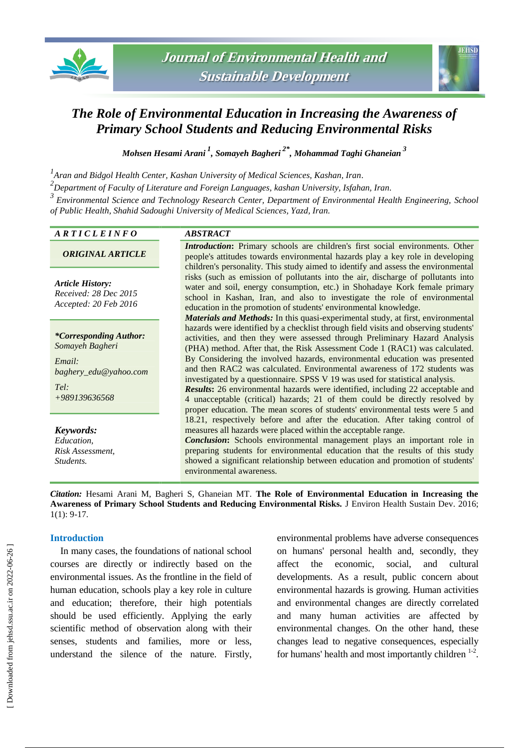# The Role of Environmental Education in Increasing the Awareness of Primary School Students and Reducing Environmental Risks

*Mohsen Hesami Arani [1], Somayeh Bagheri [2*], Mohammad Taghi Ghaneian [3]*

[1] *Aran and Bidgol Health Center, Kashan University of Medical Sciences, Kashan, Iran.*

[2] *Department of Faculty of Literature and Foreign Languages, kashan University, Isfahan, Iran.*

[3] *Environmental Science and Technology Research Center, Department of Environmental Health Engineering, School of Public Health, Shahid Sadoughi University of Medical Sciences, Yazd, Iran.*

**ARTICLE INFO**

***ORIGINAL ARTICLE***

***Article History:***
*Received: 28 Dec 2015*
*Accepted: 20 Feb 2016*

***\*Corresponding Author:***
*Somayeh Bagheri*

*Email:*
*baghery_edu@yahoo.com*

*Tel:*
*+989139636568*

***Keywords:***
*Education,*
*Risk Assessment,*
*Students.*

**ABSTRACT**

***Introduction*:** Primary schools are children's first social environments. Other people's attitudes towards environmental hazards play a key role in developing children's personality. This study aimed to identify and assess the environmental risks (such as emission of pollutants into the air, discharge of pollutants into water and soil, energy consumption, etc.) in Shohadaye Kork female primary school in Kashan, Iran, and also to investigate the role of environmental education in the promotion of students' environmental knowledge.

***Materials and Methods:*** In this quasi-experimental study, at first, environmental hazards were identified by a checklist through field visits and observing students' activities, and then they were assessed through Preliminary Hazard Analysis (PHA) method. After that, the Risk Assessment Code 1 (RAC1) was calculated. By Considering the involved hazards, environmental education was presented and then RAC2 was calculated. Environmental awareness of 172 students was investigated by a questionnaire. SPSS V 19 was used for statistical analysis.

***Results*:** 26 environmental hazards were identified, including 22 acceptable and 4 unacceptable (critical) hazards; 21 of them could be directly resolved by proper education. The mean scores of students' environmental tests were 5 and 18.21, respectively before and after the education. After taking control of measures all hazards were placed within the acceptable range.

***Conclusion*:** Schools environmental management plays an important role in preparing students for environmental education that the results of this study showed a significant relationship between education and promotion of students' environmental awareness.

***Citation:*** Hesami Arani M, Bagheri S, Ghaneian MT. **The Role of Environmental Education in Increasing the Awareness of Primary School Students and Reducing Environmental Risks.** J Environ Health Sustain Dev. 2016; 1(1): 9-17.

## Introduction

In many cases, the foundations of national school courses are directly or indirectly based on the environmental issues. As the frontline in the field of human education, schools play a key role in culture and education; therefore, their high potentials should be used efficiently. Applying the early scientific method of observation along with their senses, students and families, more or less, understand the silence of the nature. Firstly, environmental problems have adverse consequences on humans' personal health and, secondly, they affect the economic, social, and cultural developments. As a result, public concern about environmental hazards is growing. Human activities and environmental changes are directly correlated and many human activities are affected by environmental changes. On the other hand, these changes lead to negative consequences, especially for humans' health and most importantly children [1-2].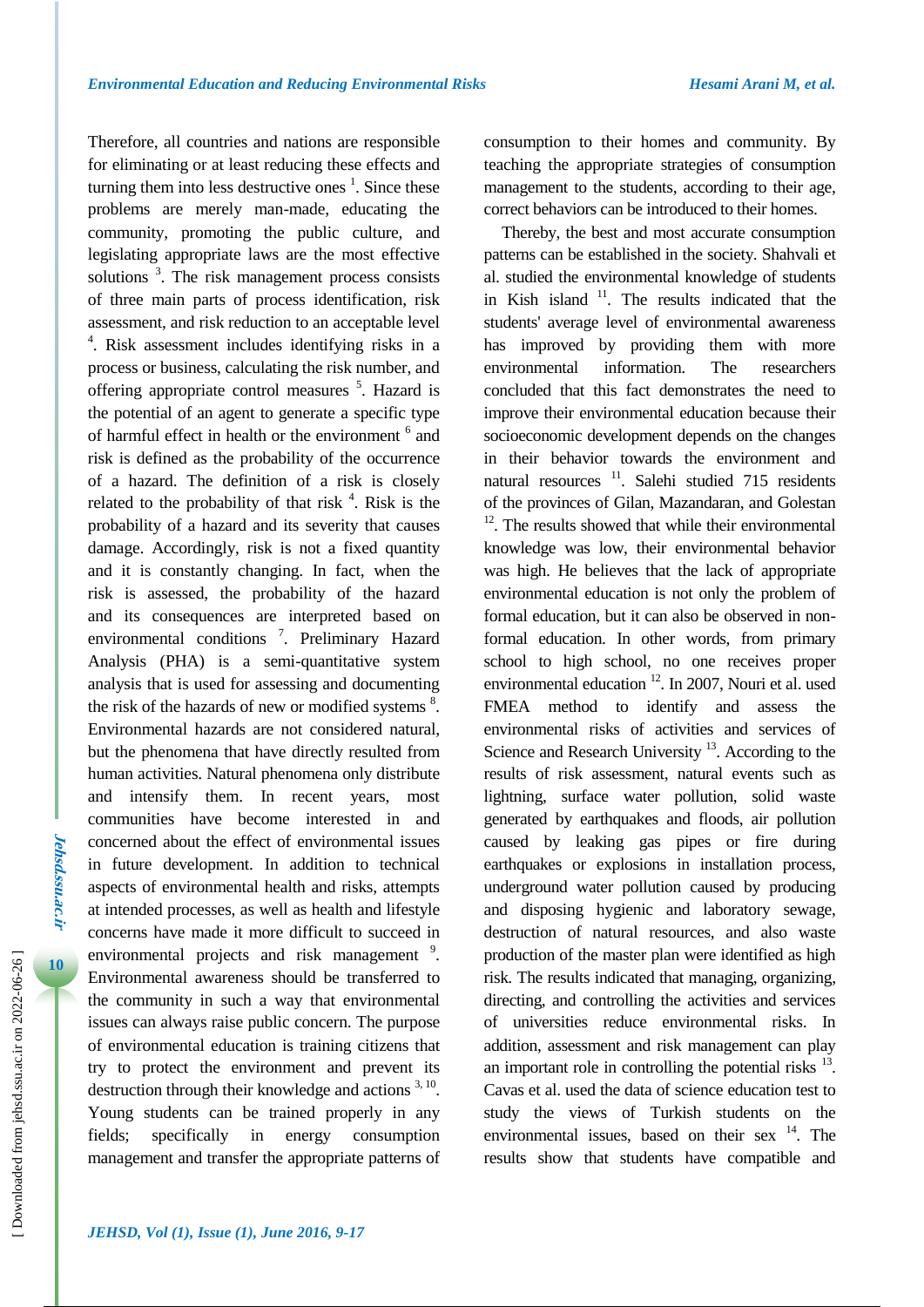Therefore, all countries and nations are responsible for eliminating or at least reducing these effects and turning them into less destructive ones [1]. Since these problems are merely man-made, educating the community, promoting the public culture, and legislating appropriate laws are the most effective solutions [3]. The risk management process consists of three main parts of process identification, risk assessment, and risk reduction to an acceptable level [4]. Risk assessment includes identifying risks in a process or business, calculating the risk number, and offering appropriate control measures [5]. Hazard is the potential of an agent to generate a specific type of harmful effect in health or the environment [6] and risk is defined as the probability of the occurrence of a hazard. The definition of a risk is closely related to the probability of that risk [4]. Risk is the probability of a hazard and its severity that causes damage. Accordingly, risk is not a fixed quantity and it is constantly changing. In fact, when the risk is assessed, the probability of the hazard and its consequences are interpreted based on environmental conditions [7]. Preliminary Hazard Analysis (PHA) is a semi-quantitative system analysis that is used for assessing and documenting the risk of the hazards of new or modified systems [8]. Environmental hazards are not considered natural, but the phenomena that have directly resulted from human activities. Natural phenomena only distribute and intensify them. In recent years, most communities have become interested in and concerned about the effect of environmental issues in future development. In addition to technical aspects of environmental health and risks, attempts at intended processes, as well as health and lifestyle concerns have made it more difficult to succeed in environmental projects and risk management [9]. Environmental awareness should be transferred to the community in such a way that environmental issues can always raise public concern. The purpose of environmental education is training citizens that try to protect the environment and prevent its destruction through their knowledge and actions [3, 10]. Young students can be trained properly in any fields; specifically in energy consumption management and transfer the appropriate patterns of consumption to their homes and community. By teaching the appropriate strategies of consumption management to the students, according to their age, correct behaviors can be introduced to their homes.

Thereby, the best and most accurate consumption patterns can be established in the society. Shahvali et al. studied the environmental knowledge of students in Kish island [11]. The results indicated that the students' average level of environmental awareness has improved by providing them with more environmental information. The researchers concluded that this fact demonstrates the need to improve their environmental education because their socioeconomic development depends on the changes in their behavior towards the environment and natural resources [11]. Salehi studied 715 residents of the provinces of Gilan, Mazandaran, and Golestan [12]. The results showed that while their environmental knowledge was low, their environmental behavior was high. He believes that the lack of appropriate environmental education is not only the problem of formal education, but it can also be observed in non-formal education. In other words, from primary school to high school, no one receives proper environmental education [12]. In 2007, Nouri et al. used FMEA method to identify and assess the environmental risks of activities and services of Science and Research University [13]. According to the results of risk assessment, natural events such as lightning, surface water pollution, solid waste generated by earthquakes and floods, air pollution caused by leaking gas pipes or fire during earthquakes or explosions in installation process, underground water pollution caused by producing and disposing hygienic and laboratory sewage, destruction of natural resources, and also waste production of the master plan were identified as high risk. The results indicated that managing, organizing, directing, and controlling the activities and services of universities reduce environmental risks. In addition, assessment and risk management can play an important role in controlling the potential risks [13]. Cavas et al. used the data of science education test to study the views of Turkish students on the environmental issues, based on their sex [14]. The results show that students have compatible and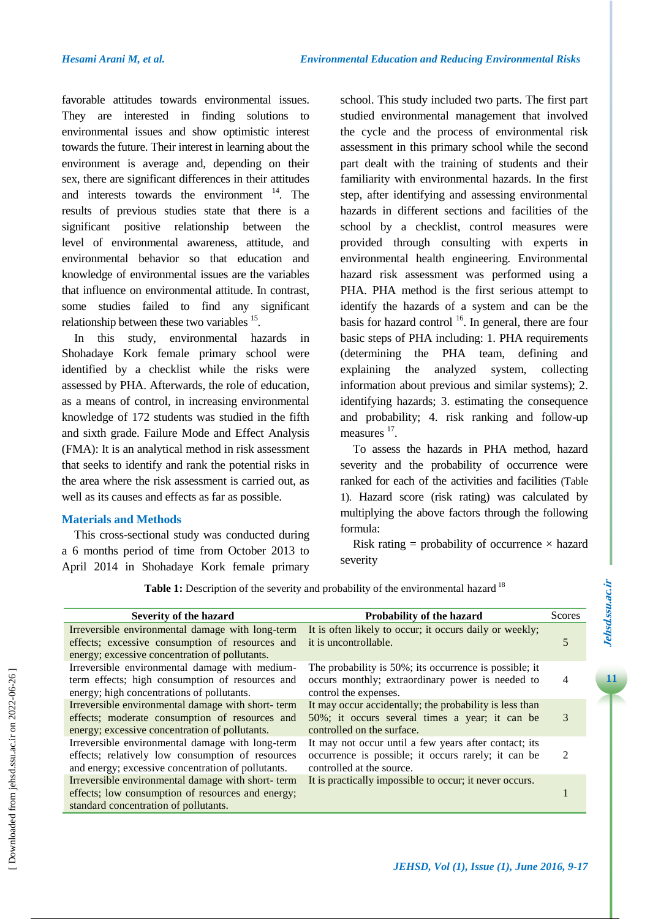favorable attitudes towards environmental issues. They are interested in finding solutions to environmental issues and show optimistic interest towards the future. Their interest in learning about the environment is average and, depending on their sex, there are significant differences in their attitudes and interests towards the environment [14]. The results of previous studies state that there is a significant positive relationship between the level of environmental awareness, attitude, and environmental behavior so that education and knowledge of environmental issues are the variables that influence on environmental attitude. In contrast, some studies failed to find any significant relationship between these two variables [15].

In this study, environmental hazards in Shohadaye Kork female primary school were identified by a checklist while the risks were assessed by PHA. Afterwards, the role of education, as a means of control, in increasing environmental knowledge of 172 students was studied in the fifth and sixth grade. Failure Mode and Effect Analysis (FMA): It is an analytical method in risk assessment that seeks to identify and rank the potential risks in the area where the risk assessment is carried out, as well as its causes and effects as far as possible.

## Materials and Methods

This cross-sectional study was conducted during a 6 months period of time from October 2013 to April 2014 in Shohadaye Kork female primary school. This study included two parts. The first part studied environmental management that involved the cycle and the process of environmental risk assessment in this primary school while the second part dealt with the training of students and their familiarity with environmental hazards. In the first step, after identifying and assessing environmental hazards in different sections and facilities of the school by a checklist, control measures were provided through consulting with experts in environmental health engineering. Environmental hazard risk assessment was performed using a PHA. PHA method is the first serious attempt to identify the hazards of a system and can be the basis for hazard control [16]. In general, there are four basic steps of PHA including: 1. PHA requirements (determining the PHA team, defining and explaining the analyzed system, collecting information about previous and similar systems); 2. identifying hazards; 3. estimating the consequence and probability; 4. risk ranking and follow-up measures [17].

To assess the hazards in PHA method, hazard severity and the probability of occurrence were ranked for each of the activities and facilities (Table 1). Hazard score (risk rating) was calculated by multiplying the above factors through the following formula:

Risk rating = probability of occurrence × hazard severity

**Table 1:** Description of the severity and probability of the environmental hazard [18]

| Severity of the hazard | Probability of the hazard | Scores |
|---|---|---|
| Irreversible environmental damage with long-term effects; excessive consumption of resources and energy; excessive concentration of pollutants. | It is often likely to occur; it occurs daily or weekly; it is uncontrollable. | 5 |
| Irreversible environmental damage with medium-term effects; high consumption of resources and energy; high concentrations of pollutants. | The probability is 50%; its occurrence is possible; it occurs monthly; extraordinary power is needed to control the expenses. | 4 |
| Irreversible environmental damage with short- term effects; moderate consumption of resources and energy; excessive concentration of pollutants. | It may occur accidentally; the probability is less than 50%; it occurs several times a year; it can be controlled on the surface. | 3 |
| Irreversible environmental damage with long-term effects; relatively low consumption of resources and energy; excessive concentration of pollutants. | It may not occur until a few years after contact; its occurrence is possible; it occurs rarely; it can be controlled at the source. | 2 |
| Irreversible environmental damage with short- term effects; low consumption of resources and energy; standard concentration of pollutants. | It is practically impossible to occur; it never occurs. | 1 |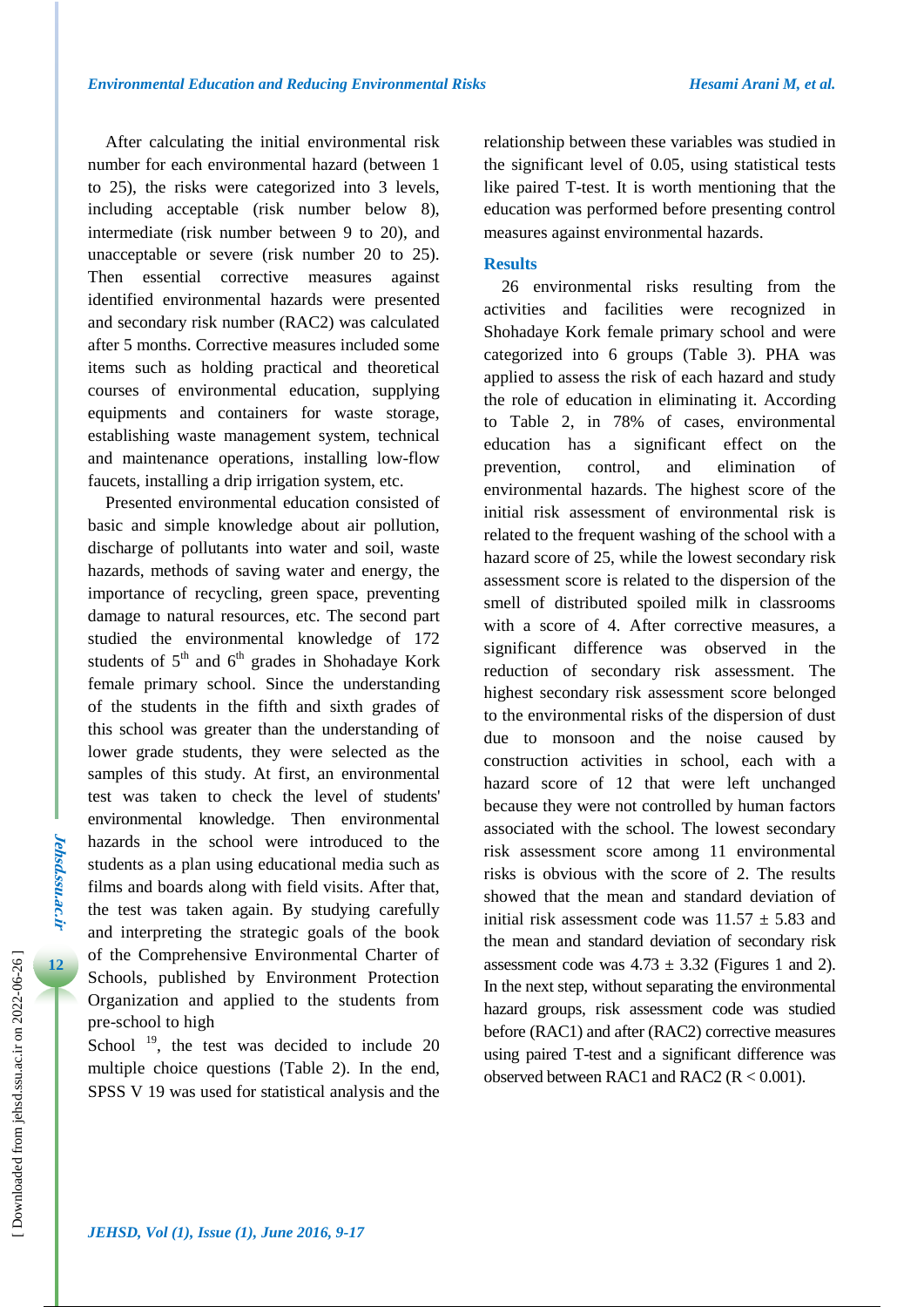After calculating the initial environmental risk number for each environmental hazard (between 1 to 25), the risks were categorized into 3 levels, including acceptable (risk number below 8), intermediate (risk number between 9 to 20), and unacceptable or severe (risk number 20 to 25). Then essential corrective measures against identified environmental hazards were presented and secondary risk number (RAC2) was calculated after 5 months. Corrective measures included some items such as holding practical and theoretical courses of environmental education, supplying equipments and containers for waste storage, establishing waste management system, technical and maintenance operations, installing low-flow faucets, installing a drip irrigation system, etc.

Presented environmental education consisted of basic and simple knowledge about air pollution, discharge of pollutants into water and soil, waste hazards, methods of saving water and energy, the importance of recycling, green space, preventing damage to natural resources, etc. The second part studied the environmental knowledge of 172 students of 5th and 6th grades in Shohadaye Kork female primary school. Since the understanding of the students in the fifth and sixth grades of this school was greater than the understanding of lower grade students, they were selected as the samples of this study. At first, an environmental test was taken to check the level of students' environmental knowledge. Then environmental hazards in the school were introduced to the students as a plan using educational media such as films and boards along with field visits. After that, the test was taken again. By studying carefully and interpreting the strategic goals of the book of the Comprehensive Environmental Charter of Schools, published by Environment Protection Organization and applied to the students from pre-school to high School [19], the test was decided to include 20 multiple choice questions (Table 2). In the end, SPSS V 19 was used for statistical analysis and the relationship between these variables was studied in the significant level of 0.05, using statistical tests like paired T-test. It is worth mentioning that the education was performed before presenting control measures against environmental hazards.

## Results

26 environmental risks resulting from the activities and facilities were recognized in Shohadaye Kork female primary school and were categorized into 6 groups (Table 3). PHA was applied to assess the risk of each hazard and study the role of education in eliminating it. According to Table 2, in 78% of cases, environmental education has a significant effect on the prevention, control, and elimination of environmental hazards. The highest score of the initial risk assessment of environmental risk is related to the frequent washing of the school with a hazard score of 25, while the lowest secondary risk assessment score is related to the dispersion of the smell of distributed spoiled milk in classrooms with a score of 4. After corrective measures, a significant difference was observed in the reduction of secondary risk assessment. The highest secondary risk assessment score belonged to the environmental risks of the dispersion of dust due to monsoon and the noise caused by construction activities in school, each with a hazard score of 12 that were left unchanged because they were not controlled by human factors associated with the school. The lowest secondary risk assessment score among 11 environmental risks is obvious with the score of 2. The results showed that the mean and standard deviation of initial risk assessment code was $11.57 \pm 5.83$ and the mean and standard deviation of secondary risk assessment code was $4.73 \pm 3.32$ (Figures 1 and 2). In the next step, without separating the environmental hazard groups, risk assessment code was studied before (RAC1) and after (RAC2) corrective measures using paired T-test and a significant difference was observed between RAC1 and RAC2 ($R < 0.001$).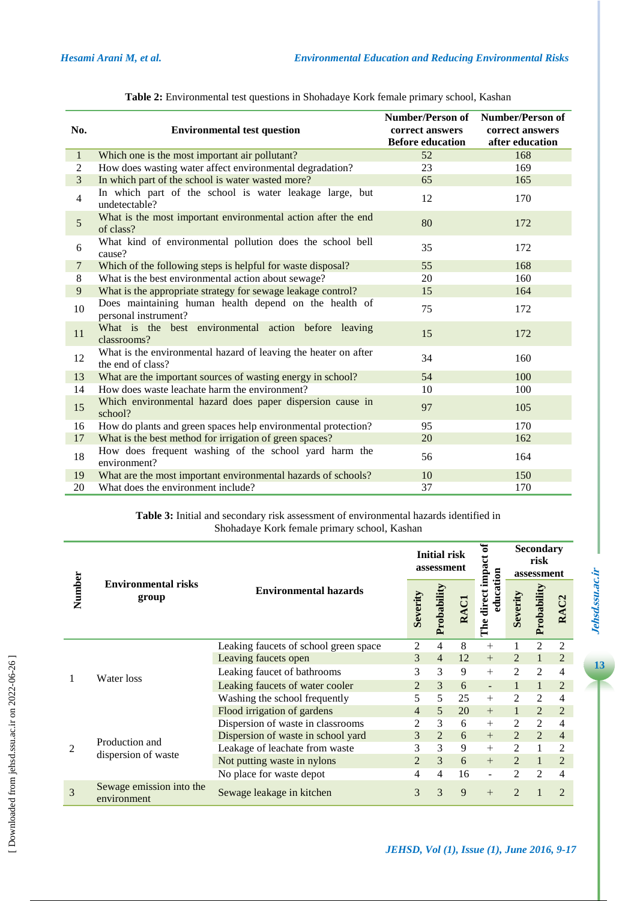**Table 2:** Environmental test questions in Shohadaye Kork female primary school, Kashan

| No. | Environmental test question | Number/Person of correct answers Before education | Number/Person of correct answers after education |
|---|---|---|---|
| 1 | Which one is the most important air pollutant? | 52 | 168 |
| 2 | How does wasting water affect environmental degradation? | 23 | 169 |
| 3 | In which part of the school is water wasted more? | 65 | 165 |
| 4 | In which part of the school is water leakage large, but undetectable? | 12 | 170 |
| 5 | What is the most important environmental action after the end of class? | 80 | 172 |
| 6 | What kind of environmental pollution does the school bell cause? | 35 | 172 |
| 7 | Which of the following steps is helpful for waste disposal? | 55 | 168 |
| 8 | What is the best environmental action about sewage? | 20 | 160 |
| 9 | What is the appropriate strategy for sewage leakage control? | 15 | 164 |
| 10 | Does maintaining human health depend on the health of personal instrument? | 75 | 172 |
| 11 | What is the best environmental action before leaving classrooms? | 15 | 172 |
| 12 | What is the environmental hazard of leaving the heater on after the end of class? | 34 | 160 |
| 13 | What are the important sources of wasting energy in school? | 54 | 100 |
| 14 | How does waste leachate harm the environment? | 10 | 100 |
| 15 | Which environmental hazard does paper dispersion cause in school? | 97 | 105 |
| 16 | How do plants and green spaces help environmental protection? | 95 | 170 |
| 17 | What is the best method for irrigation of green spaces? | 20 | 162 |
| 18 | How does frequent washing of the school yard harm the environment? | 56 | 164 |
| 19 | What are the most important environmental hazards of schools? | 10 | 150 |
| 20 | What does the environment include? | 37 | 170 |

**Table 3:** Initial and secondary risk assessment of environmental hazards identified in Shohadaye Kork female primary school, Kashan

| Number | Environmental risks group | Environmental hazards | Initial risk assessment | | | The direct impact of education | Secondary risk assessment | | |
|---|---|---|---|---|---|---|---|---|---|
| | | | Severity | Probability | RAC1 | | Severity | Probability | RAC2 |
| 1 | Water loss | Leaking faucets of school green space | 2 | 4 | 8 | + | 1 | 2 | 2 |
| | | Leaving faucets open | 3 | 4 | 12 | + | 2 | 1 | 2 |
| | | Leaking faucet of bathrooms | 3 | 3 | 9 | + | 2 | 2 | 4 |
| | | Leaking faucets of water cooler | 2 | 3 | 6 | - | 1 | 1 | 2 |
| | | Washing the school frequently | 5 | 5 | 25 | + | 2 | 2 | 4 |
| | | Flood irrigation of gardens | 4 | 5 | 20 | + | 1 | 2 | 2 |
| 2 | Production and dispersion of waste | Dispersion of waste in classrooms | 2 | 3 | 6 | + | 2 | 2 | 4 |
| | | Dispersion of waste in school yard | 3 | 2 | 6 | + | 2 | 2 | 4 |
| | | Leakage of leachate from waste | 3 | 3 | 9 | + | 2 | 1 | 2 |
| | | Not putting waste in nylons | 2 | 3 | 6 | + | 2 | 1 | 2 |
| | | No place for waste depot | 4 | 4 | 16 | - | 2 | 2 | 4 |
| 3 | Sewage emission into the environment | Sewage leakage in kitchen | 3 | 3 | 9 | + | 2 | 1 | 2 |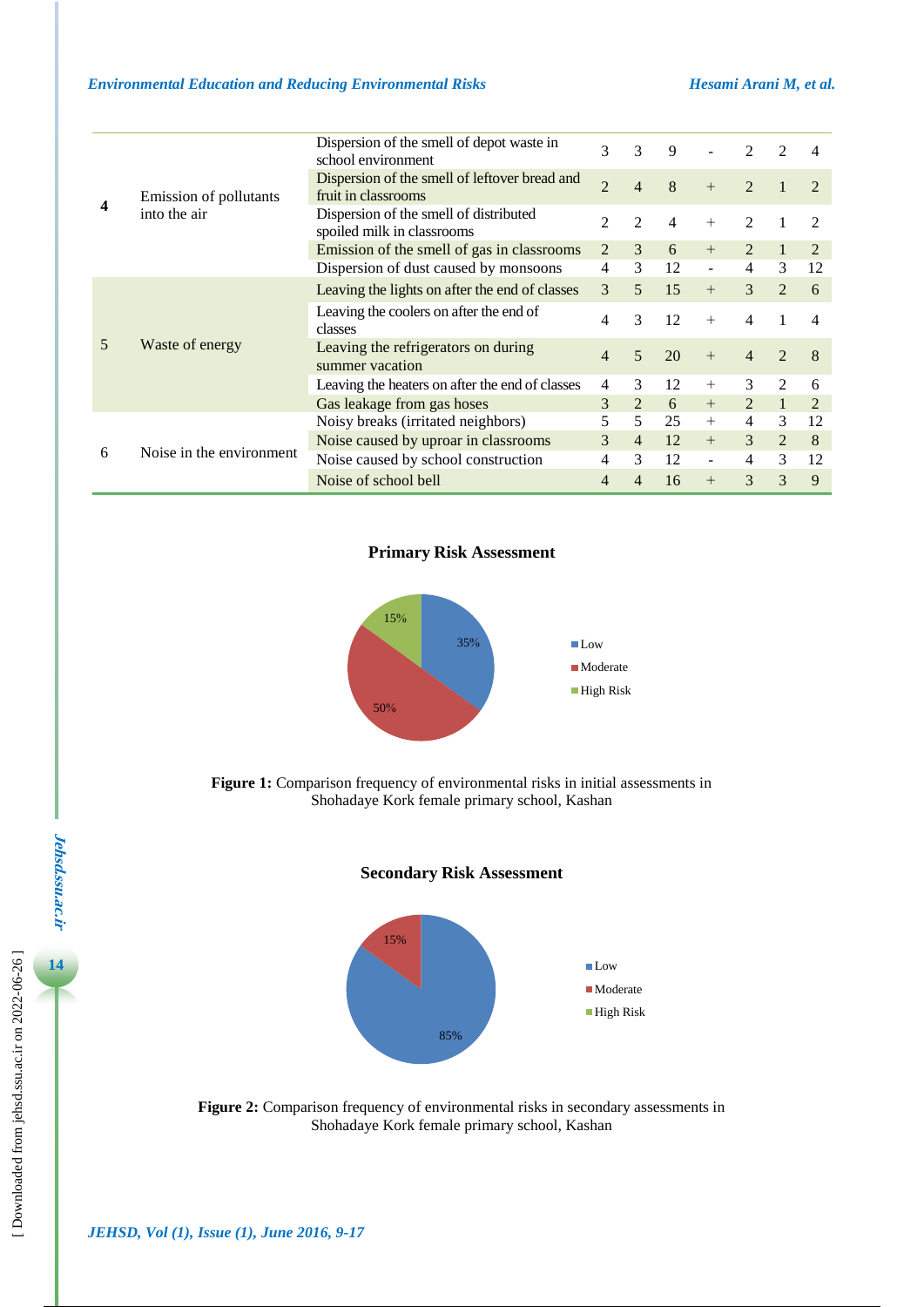| | | | | | | | | | |
|---|---|---|---|---|---|---|---|---|---|
| **4** | Emission of pollutants into the air | Dispersion of the smell of depot waste in school environment | 3 | 3 | 9 | - | 2 | 2 | 4 |
| | | Dispersion of the smell of leftover bread and fruit in classrooms | 2 | 4 | 8 | + | 2 | 1 | 2 |
| | | Dispersion of the smell of distributed spoiled milk in classrooms | 2 | 2 | 4 | + | 2 | 1 | 2 |
| | | Emission of the smell of gas in classrooms | 2 | 3 | 6 | + | 2 | 1 | 2 |
| | | Dispersion of dust caused by monsoons | 4 | 3 | 12 | - | 4 | 3 | 12 |
| 5 | Waste of energy | Leaving the lights on after the end of classes | 3 | 5 | 15 | + | 3 | 2 | 6 |
| | | Leaving the coolers on after the end of classes | 4 | 3 | 12 | + | 4 | 1 | 4 |
| | | Leaving the refrigerators on during summer vacation | 4 | 5 | 20 | + | 4 | 2 | 8 |
| | | Leaving the heaters on after the end of classes | 4 | 3 | 12 | + | 3 | 2 | 6 |
| | | Gas leakage from gas hoses | 3 | 2 | 6 | + | 2 | 1 | 2 |
| 6 | Noise in the environment | Noisy breaks (irritated neighbors) | 5 | 5 | 25 | + | 4 | 3 | 12 |
| | | Noise caused by uproar in classrooms | 3 | 4 | 12 | + | 3 | 2 | 8 |
| | | Noise caused by school construction | 4 | 3 | 12 | - | 4 | 3 | 12 |
| | | Noise of school bell | 4 | 4 | 16 | + | 3 | 3 | 9 |

**Primary Risk Assessment**

| Category | Percentage |
|---|---|
| Low | 35% |
| Moderate | 50% |
| High Risk | 15% |

**Figure 1:** Comparison frequency of environmental risks in initial assessments in Shohadaye Kork female primary school, Kashan

**Secondary Risk Assessment**

| Category | Percentage |
|---|---|
| Low | 85% |
| Moderate | 15% |
| High Risk | |

**Figure 2:** Comparison frequency of environmental risks in secondary assessments in Shohadaye Kork female primary school, Kashan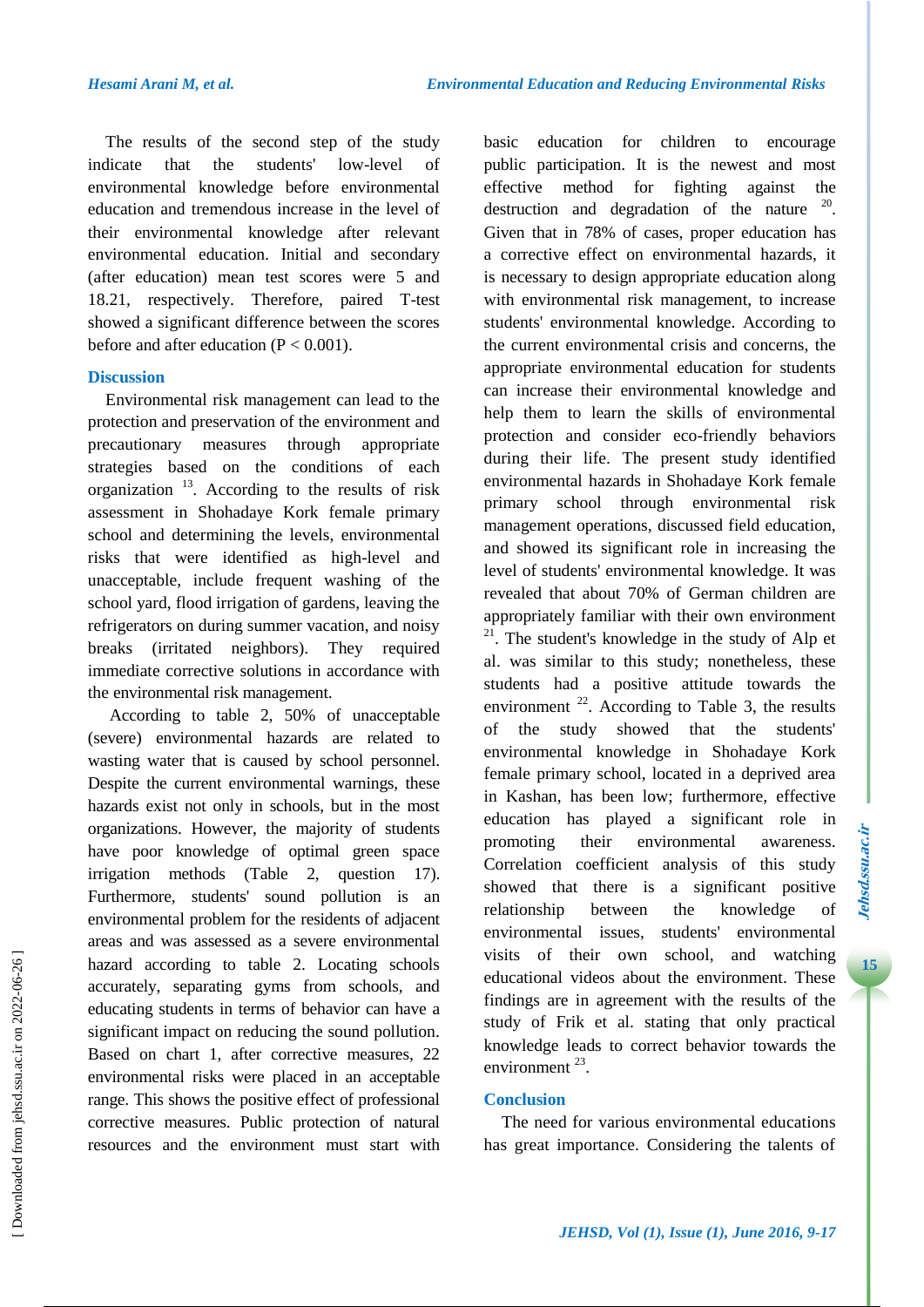The results of the second step of the study indicate that the students' low-level of environmental knowledge before environmental education and tremendous increase in the level of their environmental knowledge after relevant environmental education. Initial and secondary (after education) mean test scores were 5 and 18.21, respectively. Therefore, paired T-test showed a significant difference between the scores before and after education ($P < 0.001$).

## Discussion

Environmental risk management can lead to the protection and preservation of the environment and precautionary measures through appropriate strategies based on the conditions of each organization [13]. According to the results of risk assessment in Shohadaye Kork female primary school and determining the levels, environmental risks that were identified as high-level and unacceptable, include frequent washing of the school yard, flood irrigation of gardens, leaving the refrigerators on during summer vacation, and noisy breaks (irritated neighbors). They required immediate corrective solutions in accordance with the environmental risk management.

According to table 2, 50% of unacceptable (severe) environmental hazards are related to wasting water that is caused by school personnel. Despite the current environmental warnings, these hazards exist not only in schools, but in the most organizations. However, the majority of students have poor knowledge of optimal green space irrigation methods (Table 2, question 17). Furthermore, students' sound pollution is an environmental problem for the residents of adjacent areas and was assessed as a severe environmental hazard according to table 2. Locating schools accurately, separating gyms from schools, and educating students in terms of behavior can have a significant impact on reducing the sound pollution. Based on chart 1, after corrective measures, 22 environmental risks were placed in an acceptable range. This shows the positive effect of professional corrective measures. Public protection of natural resources and the environment must start with basic education for children to encourage public participation. It is the newest and most effective method for fighting against the destruction and degradation of the nature [20]. Given that in 78% of cases, proper education has a corrective effect on environmental hazards, it is necessary to design appropriate education along with environmental risk management, to increase students' environmental knowledge. According to the current environmental crisis and concerns, the appropriate environmental education for students can increase their environmental knowledge and help them to learn the skills of environmental protection and consider eco-friendly behaviors during their life. The present study identified environmental hazards in Shohadaye Kork female primary school through environmental risk management operations, discussed field education, and showed its significant role in increasing the level of students' environmental knowledge. It was revealed that about 70% of German children are appropriately familiar with their own environment [21]. The student's knowledge in the study of Alp et al. was similar to this study; nonetheless, these students had a positive attitude towards the environment [22]. According to Table 3, the results of the study showed that the students' environmental knowledge in Shohadaye Kork female primary school, located in a deprived area in Kashan, has been low; furthermore, effective education has played a significant role in promoting their environmental awareness. Correlation coefficient analysis of this study showed that there is a significant positive relationship between the knowledge of environmental issues, students' environmental visits of their own school, and watching educational videos about the environment. These findings are in agreement with the results of the study of Frik et al. stating that only practical knowledge leads to correct behavior towards the environment [23].

## Conclusion

The need for various environmental educations has great importance. Considering the talents of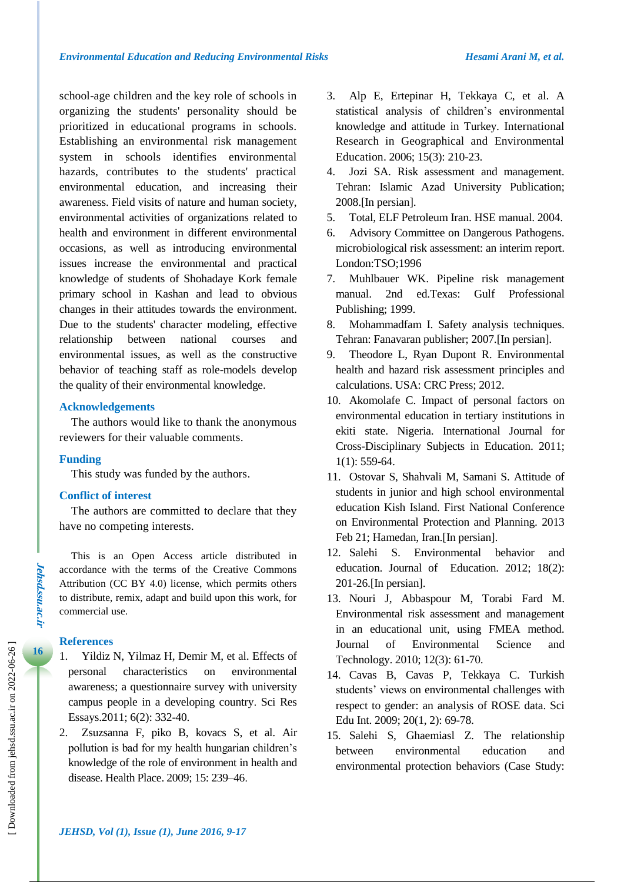school-age children and the key role of schools in organizing the students' personality should be prioritized in educational programs in schools. Establishing an environmental risk management system in schools identifies environmental hazards, contributes to the students' practical environmental education, and increasing their awareness. Field visits of nature and human society, environmental activities of organizations related to health and environment in different environmental occasions, as well as introducing environmental issues increase the environmental and practical knowledge of students of Shohadaye Kork female primary school in Kashan and lead to obvious changes in their attitudes towards the environment. Due to the students' character modeling, effective relationship between national courses and environmental issues, as well as the constructive behavior of teaching staff as role-models develop the quality of their environmental knowledge.

## Acknowledgements

The authors would like to thank the anonymous reviewers for their valuable comments.

## Funding

This study was funded by the authors.

## Conflict of interest

The authors are committed to declare that they have no competing interests.

This is an Open Access article distributed in accordance with the terms of the Creative Commons Attribution (CC BY 4.0) license, which permits others to distribute, remix, adapt and build upon this work, for commercial use.

## References

1. Yildiz N, Yilmaz H, Demir M, et al. Effects of personal characteristics on environmental awareness; a questionnaire survey with university campus people in a developing country. Sci Res Essays.2011; 6(2): 332-40.
2. Zsuzsanna F, piko B, kovacs S, et al. Air pollution is bad for my health hungarian children's knowledge of the role of environment in health and disease. Health Place. 2009; 15: 239–46.
3. Alp E, Ertepinar H, Tekkaya C, et al. A statistical analysis of children's environmental knowledge and attitude in Turkey. International Research in Geographical and Environmental Education. 2006; 15(3): 210-23.
4. Jozi SA. Risk assessment and management. Tehran: Islamic Azad University Publication; 2008.[In persian].
5. Total, ELF Petroleum Iran. HSE manual. 2004.
6. Advisory Committee on Dangerous Pathogens. microbiological risk assessment: an interim report. London:TSO;1996
7. Muhlbauer WK. Pipeline risk management manual. 2nd ed.Texas: Gulf Professional Publishing; 1999.
8. Mohammadfam I. Safety analysis techniques. Tehran: Fanavaran publisher; 2007.[In persian].
9. Theodore L, Ryan Dupont R. Environmental health and hazard risk assessment principles and calculations. USA: CRC Press; 2012.
10. Akomolafe C. Impact of personal factors on environmental education in tertiary institutions in ekiti state. Nigeria. International Journal for Cross-Disciplinary Subjects in Education. 2011; 1(1): 559-64.
11. Ostovar S, Shahvali M, Samani S. Attitude of students in junior and high school environmental education Kish Island. First National Conference on Environmental Protection and Planning. 2013 Feb 21; Hamedan, Iran.[In persian].
12. Salehi S. Environmental behavior and education. Journal of Education. 2012; 18(2): 201-26.[In persian].
13. Nouri J, Abbaspour M, Torabi Fard M. Environmental risk assessment and management in an educational unit, using FMEA method. Journal of Environmental Science and Technology. 2010; 12(3): 61-70.
14. Cavas B, Cavas P, Tekkaya C. Turkish students' views on environmental challenges with respect to gender: an analysis of ROSE data. Sci Edu Int. 2009; 20(1, 2): 69-78.
15. Salehi S, Ghaemiasl Z. The relationship between environmental education and environmental protection behaviors (Case Study: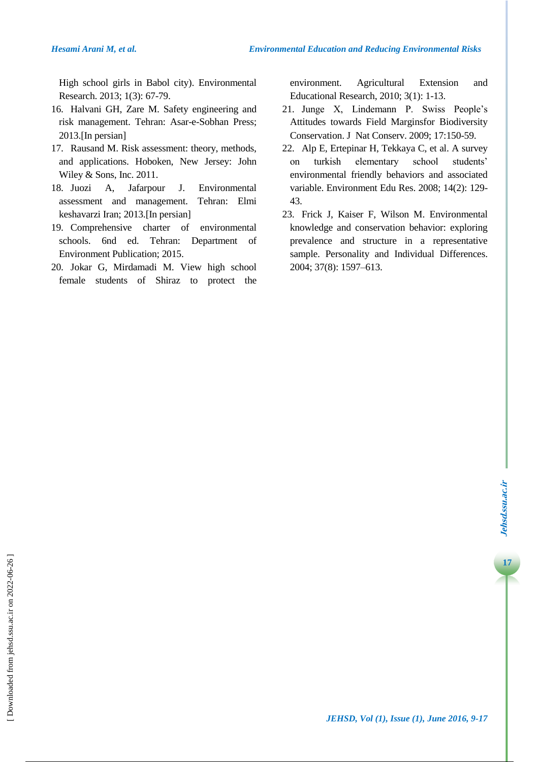High school girls in Babol city). Environmental Research. 2013; 1(3): 67-79.

16. Halvani GH, Zare M. Safety engineering and risk management. Tehran: Asar-e-Sobhan Press; 2013.[In persian]
17. Rausand M. Risk assessment: theory, methods, and applications. Hoboken, New Jersey: John Wiley & Sons, Inc. 2011.
18. Juozi A, Jafarpour J. Environmental assessment and management. Tehran: Elmi keshavarzi Iran; 2013.[In persian]
19. Comprehensive charter of environmental schools. 6nd ed. Tehran: Department of Environment Publication; 2015.
20. Jokar G, Mirdamadi M. View high school female students of Shiraz to protect the environment. Agricultural Extension and Educational Research, 2010; 3(1): 1-13.
21. Junge X, Lindemann P. Swiss People's Attitudes towards Field Marginsfor Biodiversity Conservation. J Nat Conserv. 2009; 17:150-59.
22. Alp E, Ertepinar H, Tekkaya C, et al. A survey on turkish elementary school students' environmental friendly behaviors and associated variable. Environment Edu Res. 2008; 14(2): 129-43.
23. Frick J, Kaiser F, Wilson M. Environmental knowledge and conservation behavior: exploring prevalence and structure in a representative sample. Personality and Individual Differences. 2004; 37(8): 1597–613.